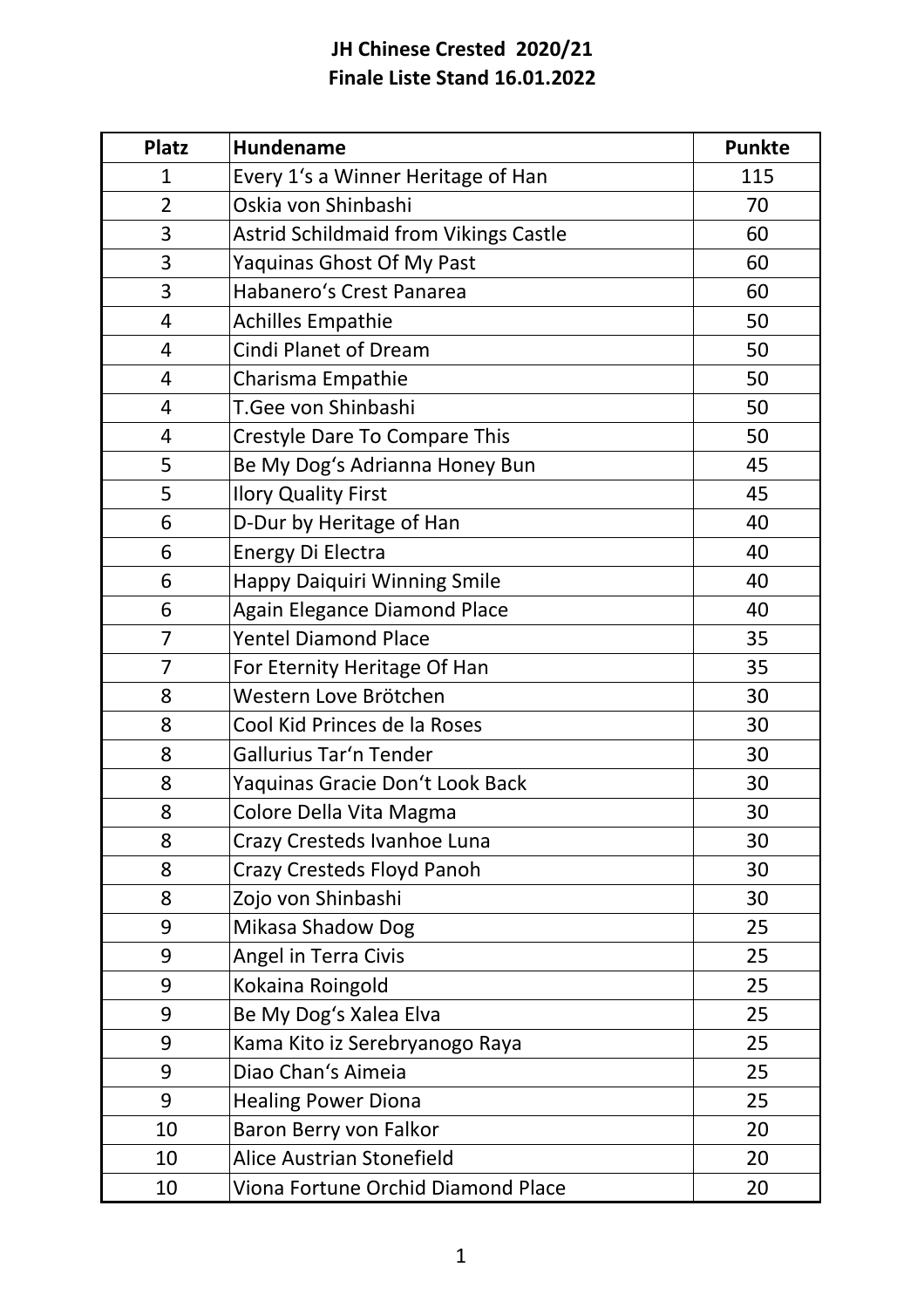# JH Chinese Crested 2020/21
## Finale Liste Stand 16.01.2022

| Platz | Hundename | Punkte |
|---|---|---|
| 1 | Every 1‘s a Winner Heritage of Han | 115 |
| 2 | Oskia von Shinbashi | 70 |
| 3 | Astrid Schildmaid from Vikings Castle | 60 |
| 3 | Yaquinas Ghost Of My Past | 60 |
| 3 | Habanero‘s Crest Panarea | 60 |
| 4 | Achilles Empathie | 50 |
| 4 | Cindi Planet of Dream | 50 |
| 4 | Charisma Empathie | 50 |
| 4 | T.Gee von Shinbashi | 50 |
| 4 | Crestyle Dare To Compare This | 50 |
| 5 | Be My Dog‘s Adrianna Honey Bun | 45 |
| 5 | Ilory Quality First | 45 |
| 6 | D-Dur by Heritage of Han | 40 |
| 6 | Energy Di Electra | 40 |
| 6 | Happy Daiquiri Winning Smile | 40 |
| 6 | Again Elegance Diamond Place | 40 |
| 7 | Yentel Diamond Place | 35 |
| 7 | For Eternity Heritage Of Han | 35 |
| 8 | Western Love Brötchen | 30 |
| 8 | Cool Kid Princes de la Roses | 30 |
| 8 | Gallurius Tar‘n Tender | 30 |
| 8 | Yaquinas Gracie Don‘t Look Back | 30 |
| 8 | Colore Della Vita Magma | 30 |
| 8 | Crazy Cresteds Ivanhoe Luna | 30 |
| 8 | Crazy Cresteds Floyd Panoh | 30 |
| 8 | Zojo von Shinbashi | 30 |
| 9 | Mikasa Shadow Dog | 25 |
| 9 | Angel in Terra Civis | 25 |
| 9 | Kokaina Roingold | 25 |
| 9 | Be My Dog‘s Xalea Elva | 25 |
| 9 | Kama Kito iz Serebryanogo Raya | 25 |
| 9 | Diao Chan‘s Aimeia | 25 |
| 9 | Healing Power Diona | 25 |
| 10 | Baron Berry von Falkor | 20 |
| 10 | Alice Austrian Stonefield | 20 |
| 10 | Viona Fortune Orchid Diamond Place | 20 |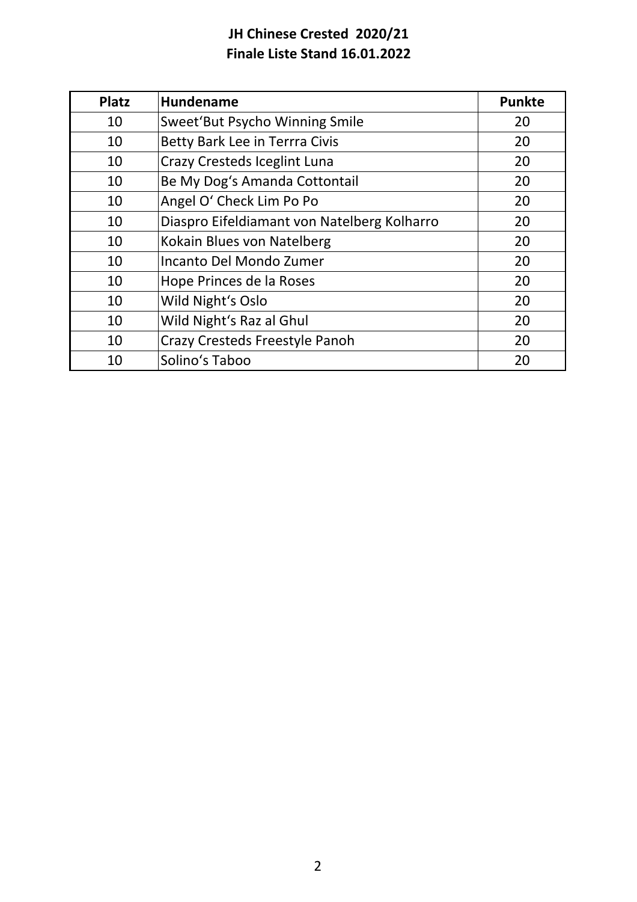**JH Chinese Crested 2020/21**
**Finale Liste Stand 16.01.2022**

| Platz | Hundename | Punkte |
|---|---|---|
| 10 | Sweet‘But Psycho Winning Smile | 20 |
| 10 | Betty Bark Lee in Terrra Civis | 20 |
| 10 | Crazy Cresteds Iceglint Luna | 20 |
| 10 | Be My Dog‘s Amanda Cottontail | 20 |
| 10 | Angel O‘ Check Lim Po Po | 20 |
| 10 | Diaspro Eifeldiamant von Natelberg Kolharro | 20 |
| 10 | Kokain Blues von Natelberg | 20 |
| 10 | Incanto Del Mondo Zumer | 20 |
| 10 | Hope Princes de la Roses | 20 |
| 10 | Wild Night‘s Oslo | 20 |
| 10 | Wild Night‘s Raz al Ghul | 20 |
| 10 | Crazy Cresteds Freestyle Panoh | 20 |
| 10 | Solino‘s Taboo | 20 |